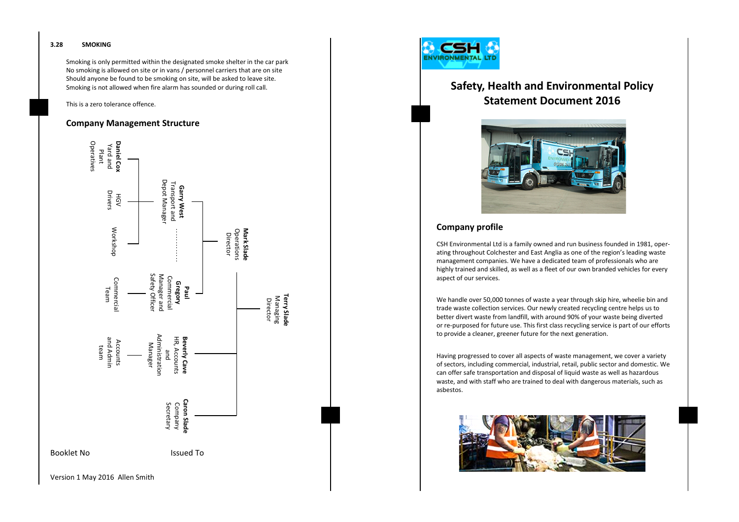**3.28 SMOKING**

Smoking is only permitted within the designated smoke shelter in the car park
No smoking is allowed on site or in vans / personnel carriers that are on site
Should anyone be found to be smoking on site, will be asked to leave site.
Smoking is not allowed when fire alarm has sounded or during roll call.

This is a zero tolerance offence.

## Company Management Structure

**Terry Slade**
Managing Director

**Mark Slade**
Operations Director

**Garry West**
Transport and Depot Manager

**Daniel Cox**
Yard and Plant Operatives

HGV Drivers

Workshop

**Paul Gregory**
Commercial Manager and Safety Officer

Commercial Team

**Beverly Cave**
HR, Accounts and Administration Manager

Accounts and Admin team

**Caron Slade**
Company Secretary

Booklet No Issued To

Version 1 May 2016 Allen Smith

CSH ENVIRONMENTAL LTD

# Safety, Health and Environmental Policy Statement Document 2016

## Company profile

CSH Environmental Ltd is a family owned and run business founded in 1981, operating throughout Colchester and East Anglia as one of the region's leading waste management companies. We have a dedicated team of professionals who are highly trained and skilled, as well as a fleet of our own branded vehicles for every aspect of our services.

We handle over 50,000 tonnes of waste a year through skip hire, wheelie bin and trade waste collection services. Our newly created recycling centre helps us to better divert waste from landfill, with around 90% of your waste being diverted or re-purposed for future use. This first class recycling service is part of our efforts to provide a cleaner, greener future for the next generation.

Having progressed to cover all aspects of waste management, we cover a variety of sectors, including commercial, industrial, retail, public sector and domestic. We can offer safe transportation and disposal of liquid waste as well as hazardous waste, and with staff who are trained to deal with dangerous materials, such as asbestos.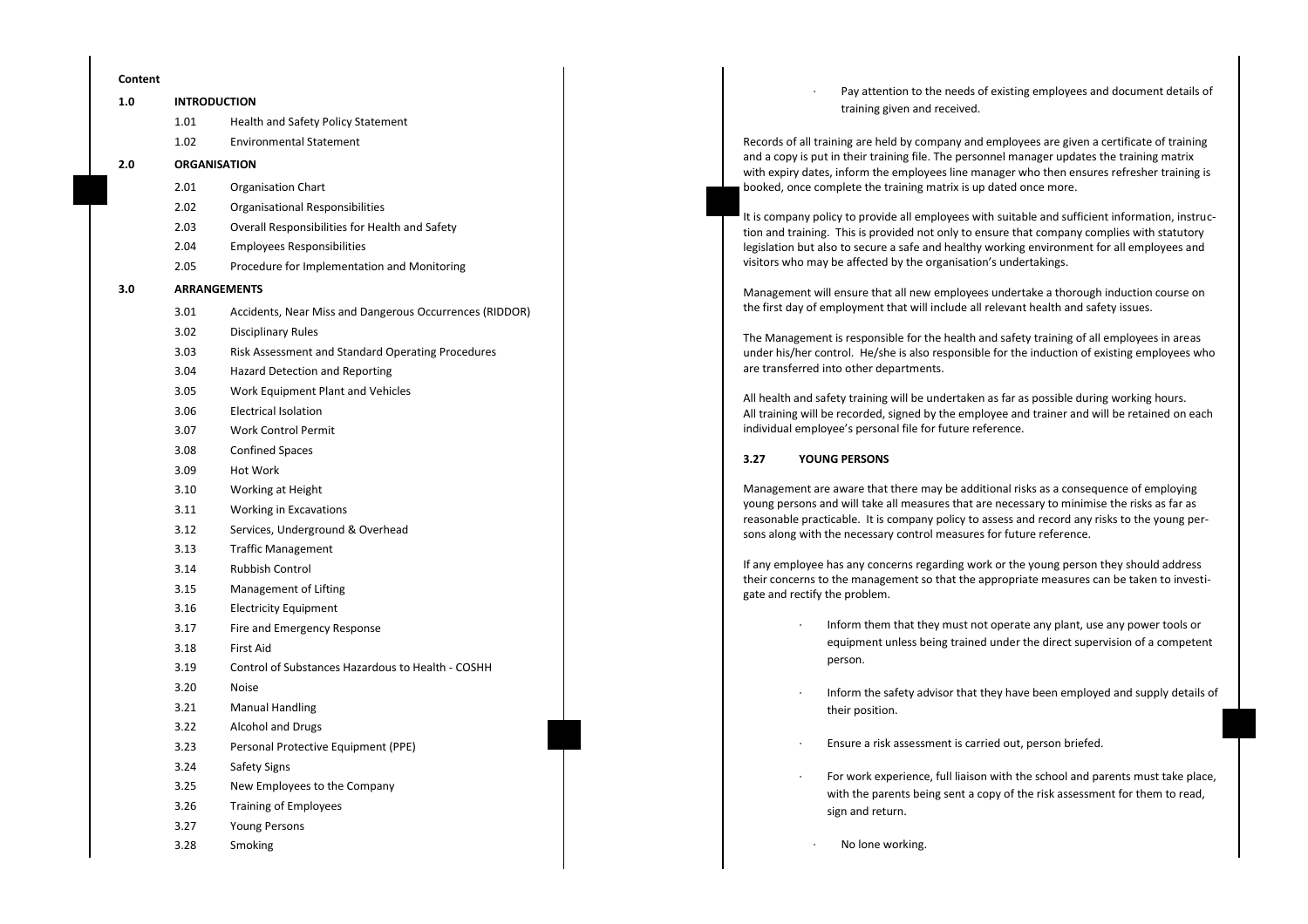**Content**

**1.0 INTRODUCTION**

- 1.01 Health and Safety Policy Statement
- 1.02 Environmental Statement

**2.0 ORGANISATION**

- 2.01 Organisation Chart
- 2.02 Organisational Responsibilities
- 2.03 Overall Responsibilities for Health and Safety
- 2.04 Employees Responsibilities
- 2.05 Procedure for Implementation and Monitoring

**3.0 ARRANGEMENTS**

- 3.01 Accidents, Near Miss and Dangerous Occurrences (RIDDOR)
- 3.02 Disciplinary Rules
- 3.03 Risk Assessment and Standard Operating Procedures
- 3.04 Hazard Detection and Reporting
- 3.05 Work Equipment Plant and Vehicles
- 3.06 Electrical Isolation
- 3.07 Work Control Permit
- 3.08 Confined Spaces
- 3.09 Hot Work
- 3.10 Working at Height
- 3.11 Working in Excavations
- 3.12 Services, Underground & Overhead
- 3.13 Traffic Management
- 3.14 Rubbish Control
- 3.15 Management of Lifting
- 3.16 Electricity Equipment
- 3.17 Fire and Emergency Response
- 3.18 First Aid
- 3.19 Control of Substances Hazardous to Health - COSHH
- 3.20 Noise
- 3.21 Manual Handling
- 3.22 Alcohol and Drugs
- 3.23 Personal Protective Equipment (PPE)
- 3.24 Safety Signs
- 3.25 New Employees to the Company
- 3.26 Training of Employees
- 3.27 Young Persons
- 3.28 Smoking

- Pay attention to the needs of existing employees and document details of training given and received.

Records of all training are held by company and employees are given a certificate of training and a copy is put in their training file. The personnel manager updates the training matrix with expiry dates, inform the employees line manager who then ensures refresher training is booked, once complete the training matrix is up dated once more.

It is company policy to provide all employees with suitable and sufficient information, instruction and training. This is provided not only to ensure that company complies with statutory legislation but also to secure a safe and healthy working environment for all employees and visitors who may be affected by the organisation's undertakings.

Management will ensure that all new employees undertake a thorough induction course on the first day of employment that will include all relevant health and safety issues.

The Management is responsible for the health and safety training of all employees in areas under his/her control. He/she is also responsible for the induction of existing employees who are transferred into other departments.

All health and safety training will be undertaken as far as possible during working hours. All training will be recorded, signed by the employee and trainer and will be retained on each individual employee's personal file for future reference.

### 3.27 YOUNG PERSONS

Management are aware that there may be additional risks as a consequence of employing young persons and will take all measures that are necessary to minimise the risks as far as reasonable practicable. It is company policy to assess and record any risks to the young persons along with the necessary control measures for future reference.

If any employee has any concerns regarding work or the young person they should address their concerns to the management so that the appropriate measures can be taken to investigate and rectify the problem.

- Inform them that they must not operate any plant, use any power tools or equipment unless being trained under the direct supervision of a competent person.
- Inform the safety advisor that they have been employed and supply details of their position.
- Ensure a risk assessment is carried out, person briefed.
- For work experience, full liaison with the school and parents must take place, with the parents being sent a copy of the risk assessment for them to read, sign and return.
- No lone working.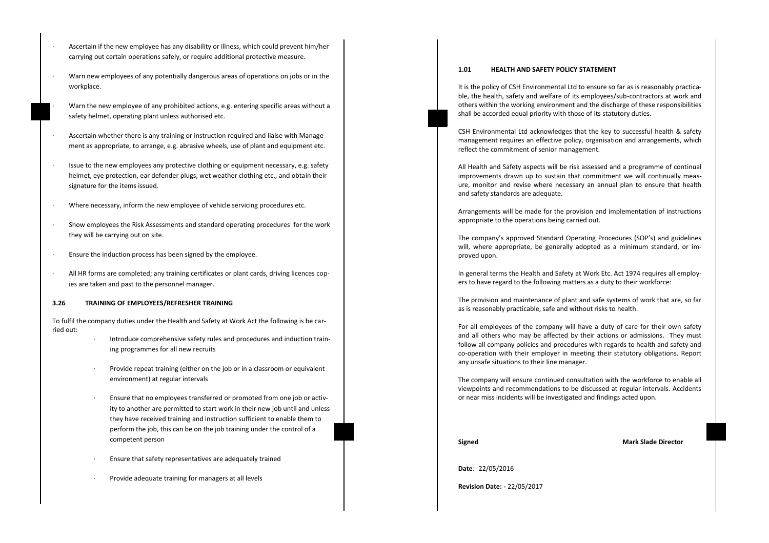- Ascertain if the new employee has any disability or illness, which could prevent him/her carrying out certain operations safely, or require additional protective measure.
- Warn new employees of any potentially dangerous areas of operations on jobs or in the workplace.
- Warn the new employee of any prohibited actions, e.g. entering specific areas without a safety helmet, operating plant unless authorised etc.
- Ascertain whether there is any training or instruction required and liaise with Management as appropriate, to arrange, e.g. abrasive wheels, use of plant and equipment etc.
- Issue to the new employees any protective clothing or equipment necessary, e.g. safety helmet, eye protection, ear defender plugs, wet weather clothing etc., and obtain their signature for the items issued.
- Where necessary, inform the new employee of vehicle servicing procedures etc.
- Show employees the Risk Assessments and standard operating procedures for the work they will be carrying out on site.
- Ensure the induction process has been signed by the employee.
- All HR forms are completed; any training certificates or plant cards, driving licences copies are taken and past to the personnel manager.

### 3.26 TRAINING OF EMPLOYEES/REFRESHER TRAINING

To fulfil the company duties under the Health and Safety at Work Act the following is be carried out:

- Introduce comprehensive safety rules and procedures and induction training programmes for all new recruits
- Provide repeat training (either on the job or in a classroom or equivalent environment) at regular intervals
- Ensure that no employees transferred or promoted from one job or activity to another are permitted to start work in their new job until and unless they have received training and instruction sufficient to enable them to perform the job, this can be on the job training under the control of a competent person
- Ensure that safety representatives are adequately trained
- Provide adequate training for managers at all levels

### 1.01 HEALTH AND SAFETY POLICY STATEMENT

It is the policy of CSH Environmental Ltd to ensure so far as is reasonably practicable, the health, safety and welfare of its employees/sub-contractors at work and others within the working environment and the discharge of these responsibilities shall be accorded equal priority with those of its statutory duties.

CSH Environmental Ltd acknowledges that the key to successful health & safety management requires an effective policy, organisation and arrangements, which reflect the commitment of senior management.

All Health and Safety aspects will be risk assessed and a programme of continual improvements drawn up to sustain that commitment we will continually measure, monitor and revise where necessary an annual plan to ensure that health and safety standards are adequate.

Arrangements will be made for the provision and implementation of instructions appropriate to the operations being carried out.

The company's approved Standard Operating Procedures (SOP's) and guidelines will, where appropriate, be generally adopted as a minimum standard, or improved upon.

In general terms the Health and Safety at Work Etc. Act 1974 requires all employers to have regard to the following matters as a duty to their workforce:

The provision and maintenance of plant and safe systems of work that are, so far as is reasonably practicable, safe and without risks to health.

For all employees of the company will have a duty of care for their own safety and all others who may be affected by their actions or admissions. They must follow all company policies and procedures with regards to health and safety and co-operation with their employer in meeting their statutory obligations. Report any unsafe situations to their line manager.

The company will ensure continued consultation with the workforce to enable all viewpoints and recommendations to be discussed at regular intervals. Accidents or near miss incidents will be investigated and findings acted upon.

**Signed** **Mark Slade Director**

**Date**:- 22/05/2016

**Revision Date: -** 22/05/2017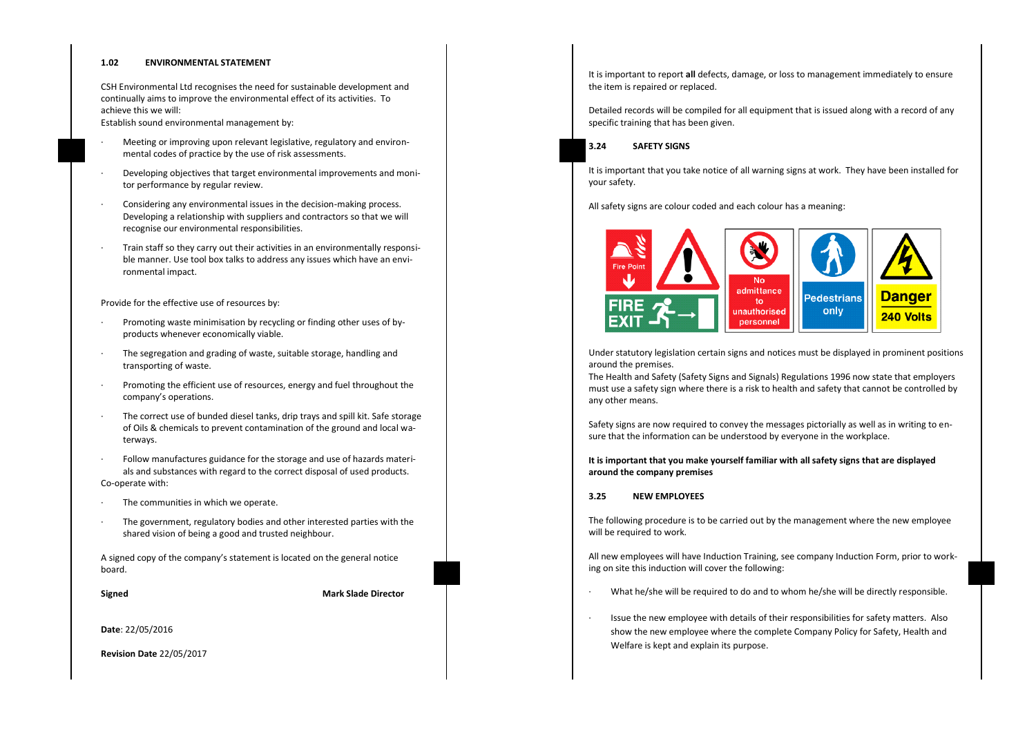## 1.02 ENVIRONMENTAL STATEMENT

CSH Environmental Ltd recognises the need for sustainable development and continually aims to improve the environmental effect of its activities. To achieve this we will:

Establish sound environmental management by:

- Meeting or improving upon relevant legislative, regulatory and environmental codes of practice by the use of risk assessments.
- Developing objectives that target environmental improvements and monitor performance by regular review.
- Considering any environmental issues in the decision-making process. Developing a relationship with suppliers and contractors so that we will recognise our environmental responsibilities.
- Train staff so they carry out their activities in an environmentally responsible manner. Use tool box talks to address any issues which have an environmental impact.

Provide for the effective use of resources by:

- Promoting waste minimisation by recycling or finding other uses of by-products whenever economically viable.
- The segregation and grading of waste, suitable storage, handling and transporting of waste.
- Promoting the efficient use of resources, energy and fuel throughout the company's operations.
- The correct use of bunded diesel tanks, drip trays and spill kit. Safe storage of Oils & chemicals to prevent contamination of the ground and local waterways.
- Follow manufactures guidance for the storage and use of hazards materials and substances with regard to the correct disposal of used products.

Co-operate with:

- The communities in which we operate.
- The government, regulatory bodies and other interested parties with the shared vision of being a good and trusted neighbour.

A signed copy of the company's statement is located on the general notice board.

**Signed** **Mark Slade Director**

**Date**: 22/05/2016

**Revision Date** 22/05/2017

It is important to report **all** defects, damage, or loss to management immediately to ensure the item is repaired or replaced.

Detailed records will be compiled for all equipment that is issued along with a record of any specific training that has been given.

## 3.24 SAFETY SIGNS

It is important that you take notice of all warning signs at work. They have been installed for your safety.

All safety signs are colour coded and each colour has a meaning:

Fire Point

FIRE EXIT

No admittance to unauthorised personnel

Pedestrians only

Danger 240 Volts

Under statutory legislation certain signs and notices must be displayed in prominent positions around the premises.

The Health and Safety (Safety Signs and Signals) Regulations 1996 now state that employers must use a safety sign where there is a risk to health and safety that cannot be controlled by any other means.

Safety signs are now required to convey the messages pictorially as well as in writing to ensure that the information can be understood by everyone in the workplace.

**It is important that you make yourself familiar with all safety signs that are displayed around the company premises**

## 3.25 NEW EMPLOYEES

The following procedure is to be carried out by the management where the new employee will be required to work.

All new employees will have Induction Training, see company Induction Form, prior to working on site this induction will cover the following:

- What he/she will be required to do and to whom he/she will be directly responsible.
- Issue the new employee with details of their responsibilities for safety matters. Also show the new employee where the complete Company Policy for Safety, Health and Welfare is kept and explain its purpose.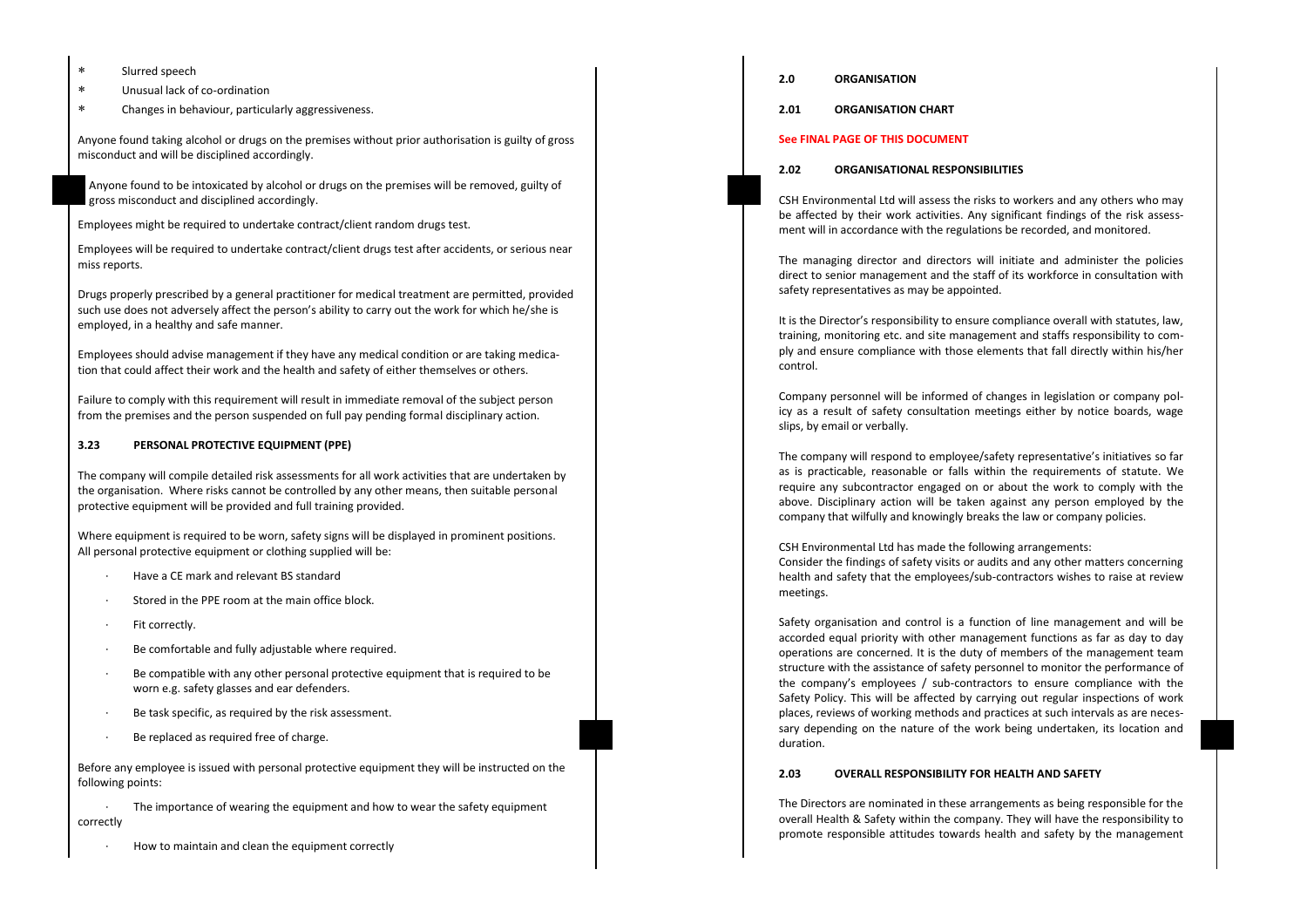* Slurred speech
* Unusual lack of co-ordination
* Changes in behaviour, particularly aggressiveness.

Anyone found taking alcohol or drugs on the premises without prior authorisation is guilty of gross misconduct and will be disciplined accordingly.

Anyone found to be intoxicated by alcohol or drugs on the premises will be removed, guilty of gross misconduct and disciplined accordingly.

Employees might be required to undertake contract/client random drugs test.

Employees will be required to undertake contract/client drugs test after accidents, or serious near miss reports.

Drugs properly prescribed by a general practitioner for medical treatment are permitted, provided such use does not adversely affect the person's ability to carry out the work for which he/she is employed, in a healthy and safe manner.

Employees should advise management if they have any medical condition or are taking medication that could affect their work and the health and safety of either themselves or others.

Failure to comply with this requirement will result in immediate removal of the subject person from the premises and the person suspended on full pay pending formal disciplinary action.

### 3.23 PERSONAL PROTECTIVE EQUIPMENT (PPE)

The company will compile detailed risk assessments for all work activities that are undertaken by the organisation. Where risks cannot be controlled by any other means, then suitable personal protective equipment will be provided and full training provided.

Where equipment is required to be worn, safety signs will be displayed in prominent positions. All personal protective equipment or clothing supplied will be:

- Have a CE mark and relevant BS standard
- Stored in the PPE room at the main office block.
- Fit correctly.
- Be comfortable and fully adjustable where required.
- Be compatible with any other personal protective equipment that is required to be worn e.g. safety glasses and ear defenders.
- Be task specific, as required by the risk assessment.
- Be replaced as required free of charge.

Before any employee is issued with personal protective equipment they will be instructed on the following points:

- The importance of wearing the equipment and how to wear the safety equipment correctly
- How to maintain and clean the equipment correctly

## 2.0 ORGANISATION

### 2.01 ORGANISATION CHART

**See FINAL PAGE OF THIS DOCUMENT**

### 2.02 ORGANISATIONAL RESPONSIBILITIES

CSH Environmental Ltd will assess the risks to workers and any others who may be affected by their work activities. Any significant findings of the risk assessment will in accordance with the regulations be recorded, and monitored.

The managing director and directors will initiate and administer the policies direct to senior management and the staff of its workforce in consultation with safety representatives as may be appointed.

It is the Director's responsibility to ensure compliance overall with statutes, law, training, monitoring etc. and site management and staffs responsibility to comply and ensure compliance with those elements that fall directly within his/her control.

Company personnel will be informed of changes in legislation or company policy as a result of safety consultation meetings either by notice boards, wage slips, by email or verbally.

The company will respond to employee/safety representative's initiatives so far as is practicable, reasonable or falls within the requirements of statute. We require any subcontractor engaged on or about the work to comply with the above. Disciplinary action will be taken against any person employed by the company that wilfully and knowingly breaks the law or company policies.

CSH Environmental Ltd has made the following arrangements:
Consider the findings of safety visits or audits and any other matters concerning health and safety that the employees/sub-contractors wishes to raise at review meetings.

Safety organisation and control is a function of line management and will be accorded equal priority with other management functions as far as day to day operations are concerned. It is the duty of members of the management team structure with the assistance of safety personnel to monitor the performance of the company's employees / sub-contractors to ensure compliance with the Safety Policy. This will be affected by carrying out regular inspections of work places, reviews of working methods and practices at such intervals as are necessary depending on the nature of the work being undertaken, its location and duration.

### 2.03 OVERALL RESPONSIBILITY FOR HEALTH AND SAFETY

The Directors are nominated in these arrangements as being responsible for the overall Health & Safety within the company. They will have the responsibility to promote responsible attitudes towards health and safety by the management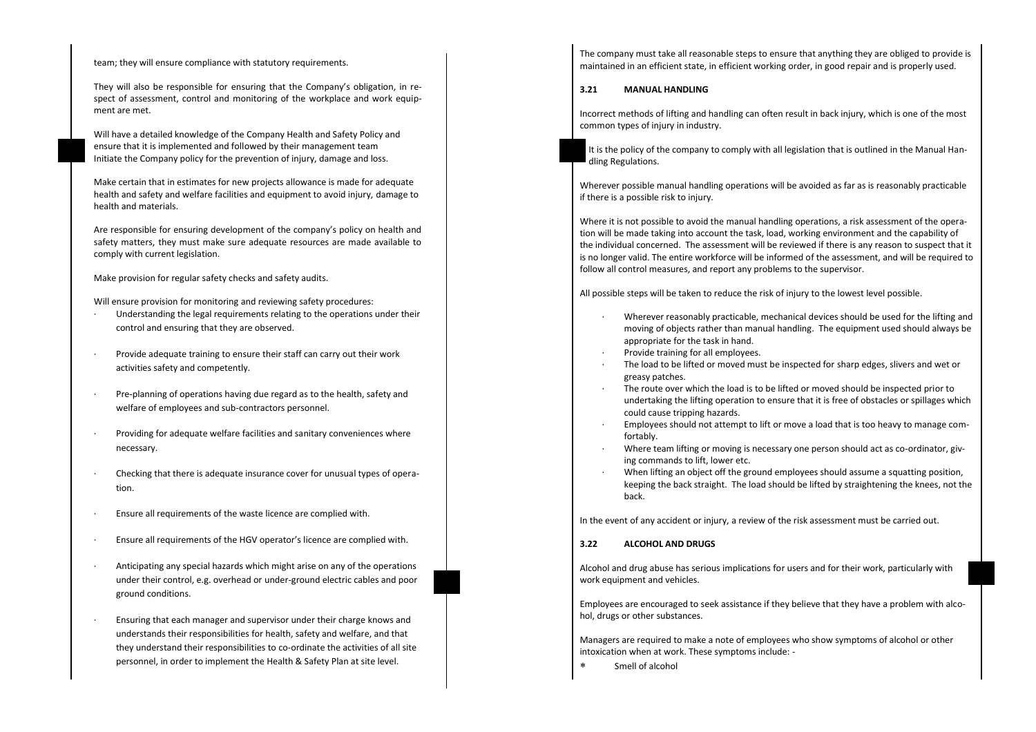team; they will ensure compliance with statutory requirements.

They will also be responsible for ensuring that the Company's obligation, in respect of assessment, control and monitoring of the workplace and work equipment are met.

Will have a detailed knowledge of the Company Health and Safety Policy and ensure that it is implemented and followed by their management team
Initiate the Company policy for the prevention of injury, damage and loss.

Make certain that in estimates for new projects allowance is made for adequate health and safety and welfare facilities and equipment to avoid injury, damage to health and materials.

Are responsible for ensuring development of the company's policy on health and safety matters, they must make sure adequate resources are made available to comply with current legislation.

Make provision for regular safety checks and safety audits.

Will ensure provision for monitoring and reviewing safety procedures:

- Understanding the legal requirements relating to the operations under their control and ensuring that they are observed.
- Provide adequate training to ensure their staff can carry out their work activities safety and competently.
- Pre-planning of operations having due regard as to the health, safety and welfare of employees and sub-contractors personnel.
- Providing for adequate welfare facilities and sanitary conveniences where necessary.
- Checking that there is adequate insurance cover for unusual types of operation.
- Ensure all requirements of the waste licence are complied with.
- Ensure all requirements of the HGV operator's licence are complied with.
- Anticipating any special hazards which might arise on any of the operations under their control, e.g. overhead or under-ground electric cables and poor ground conditions.
- Ensuring that each manager and supervisor under their charge knows and understands their responsibilities for health, safety and welfare, and that they understand their responsibilities to co-ordinate the activities of all site personnel, in order to implement the Health & Safety Plan at site level.

The company must take all reasonable steps to ensure that anything they are obliged to provide is maintained in an efficient state, in efficient working order, in good repair and is properly used.

### 3.21 MANUAL HANDLING

Incorrect methods of lifting and handling can often result in back injury, which is one of the most common types of injury in industry.

It is the policy of the company to comply with all legislation that is outlined in the Manual Handling Regulations.

Wherever possible manual handling operations will be avoided as far as is reasonably practicable if there is a possible risk to injury.

Where it is not possible to avoid the manual handling operations, a risk assessment of the operation will be made taking into account the task, load, working environment and the capability of the individual concerned. The assessment will be reviewed if there is any reason to suspect that it is no longer valid. The entire workforce will be informed of the assessment, and will be required to follow all control measures, and report any problems to the supervisor.

All possible steps will be taken to reduce the risk of injury to the lowest level possible.

- Wherever reasonably practicable, mechanical devices should be used for the lifting and moving of objects rather than manual handling. The equipment used should always be appropriate for the task in hand.
- Provide training for all employees.
- The load to be lifted or moved must be inspected for sharp edges, slivers and wet or greasy patches.
- The route over which the load is to be lifted or moved should be inspected prior to undertaking the lifting operation to ensure that it is free of obstacles or spillages which could cause tripping hazards.
- Employees should not attempt to lift or move a load that is too heavy to manage comfortably.
- Where team lifting or moving is necessary one person should act as co-ordinator, giving commands to lift, lower etc.
- When lifting an object off the ground employees should assume a squatting position, keeping the back straight. The load should be lifted by straightening the knees, not the back.

In the event of any accident or injury, a review of the risk assessment must be carried out.

### 3.22 ALCOHOL AND DRUGS

Alcohol and drug abuse has serious implications for users and for their work, particularly with work equipment and vehicles.

Employees are encouraged to seek assistance if they believe that they have a problem with alcohol, drugs or other substances.

Managers are required to make a note of employees who show symptoms of alcohol or other intoxication when at work. These symptoms include: -

- Smell of alcohol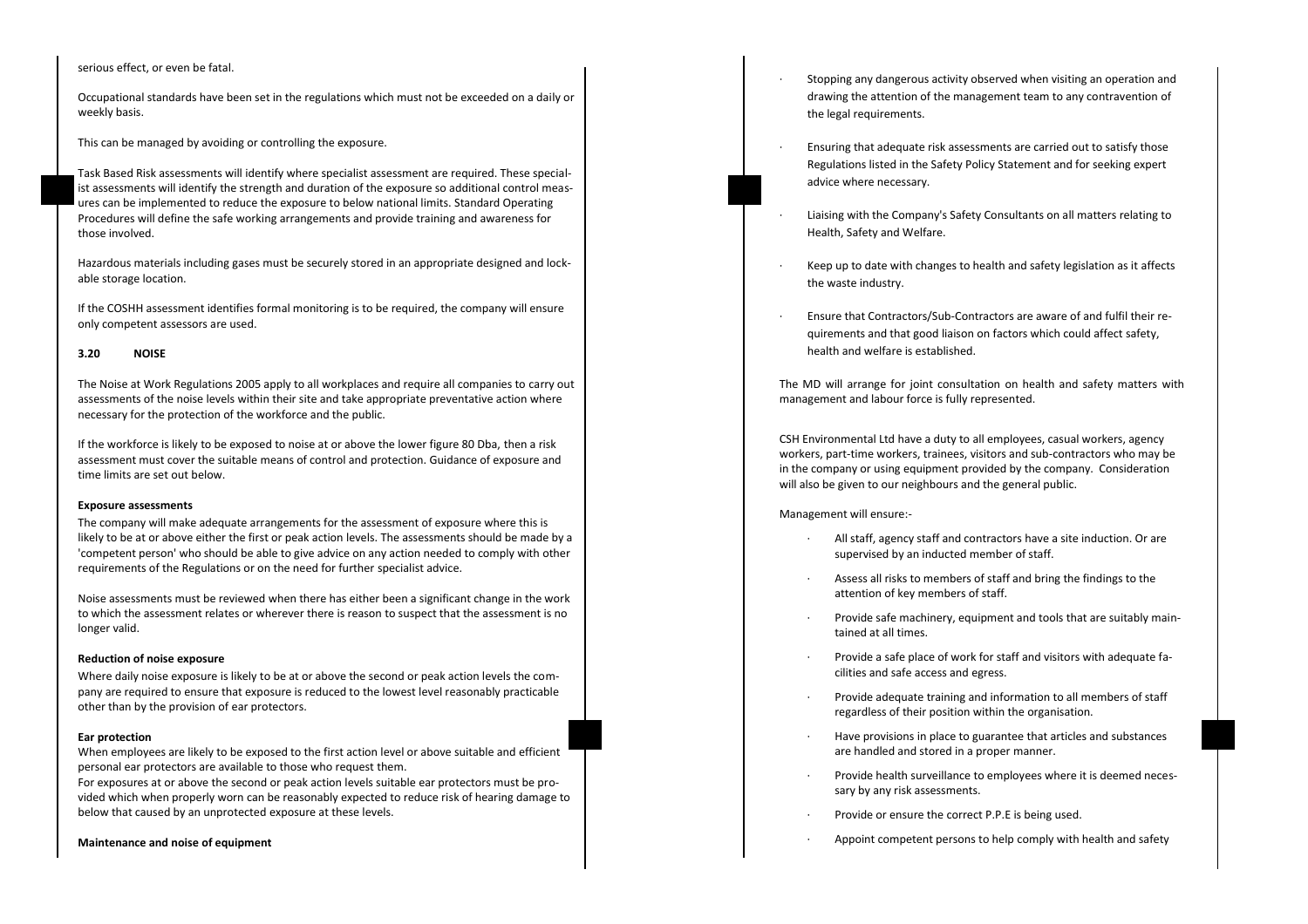serious effect, or even be fatal.

Occupational standards have been set in the regulations which must not be exceeded on a daily or weekly basis.

This can be managed by avoiding or controlling the exposure.

Task Based Risk assessments will identify where specialist assessment are required. These specialist assessments will identify the strength and duration of the exposure so additional control measures can be implemented to reduce the exposure to below national limits. Standard Operating Procedures will define the safe working arrangements and provide training and awareness for those involved.

Hazardous materials including gases must be securely stored in an appropriate designed and lockable storage location.

If the COSHH assessment identifies formal monitoring is to be required, the company will ensure only competent assessors are used.

### 3.20 NOISE

The Noise at Work Regulations 2005 apply to all workplaces and require all companies to carry out assessments of the noise levels within their site and take appropriate preventative action where necessary for the protection of the workforce and the public.

If the workforce is likely to be exposed to noise at or above the lower figure 80 Dba, then a risk assessment must cover the suitable means of control and protection. Guidance of exposure and time limits are set out below.

**Exposure assessments**

The company will make adequate arrangements for the assessment of exposure where this is likely to be at or above either the first or peak action levels. The assessments should be made by a 'competent person' who should be able to give advice on any action needed to comply with other requirements of the Regulations or on the need for further specialist advice.

Noise assessments must be reviewed when there has either been a significant change in the work to which the assessment relates or wherever there is reason to suspect that the assessment is no longer valid.

**Reduction of noise exposure**

Where daily noise exposure is likely to be at or above the second or peak action levels the company are required to ensure that exposure is reduced to the lowest level reasonably practicable other than by the provision of ear protectors.

**Ear protection**

When employees are likely to be exposed to the first action level or above suitable and efficient personal ear protectors are available to those who request them.

For exposures at or above the second or peak action levels suitable ear protectors must be provided which when properly worn can be reasonably expected to reduce risk of hearing damage to below that caused by an unprotected exposure at these levels.

**Maintenance and noise of equipment**

- Stopping any dangerous activity observed when visiting an operation and drawing the attention of the management team to any contravention of the legal requirements.
- Ensuring that adequate risk assessments are carried out to satisfy those Regulations listed in the Safety Policy Statement and for seeking expert advice where necessary.
- Liaising with the Company's Safety Consultants on all matters relating to Health, Safety and Welfare.
- Keep up to date with changes to health and safety legislation as it affects the waste industry.
- Ensure that Contractors/Sub-Contractors are aware of and fulfil their requirements and that good liaison on factors which could affect safety, health and welfare is established.

The MD will arrange for joint consultation on health and safety matters with management and labour force is fully represented.

CSH Environmental Ltd have a duty to all employees, casual workers, agency workers, part-time workers, trainees, visitors and sub-contractors who may be in the company or using equipment provided by the company. Consideration will also be given to our neighbours and the general public.

Management will ensure:-

- All staff, agency staff and contractors have a site induction. Or are supervised by an inducted member of staff.
- Assess all risks to members of staff and bring the findings to the attention of key members of staff.
- Provide safe machinery, equipment and tools that are suitably maintained at all times.
- Provide a safe place of work for staff and visitors with adequate facilities and safe access and egress.
- Provide adequate training and information to all members of staff regardless of their position within the organisation.
- Have provisions in place to guarantee that articles and substances are handled and stored in a proper manner.
- Provide health surveillance to employees where it is deemed necessary by any risk assessments.
- Provide or ensure the correct P.P.E is being used.
- Appoint competent persons to help comply with health and safety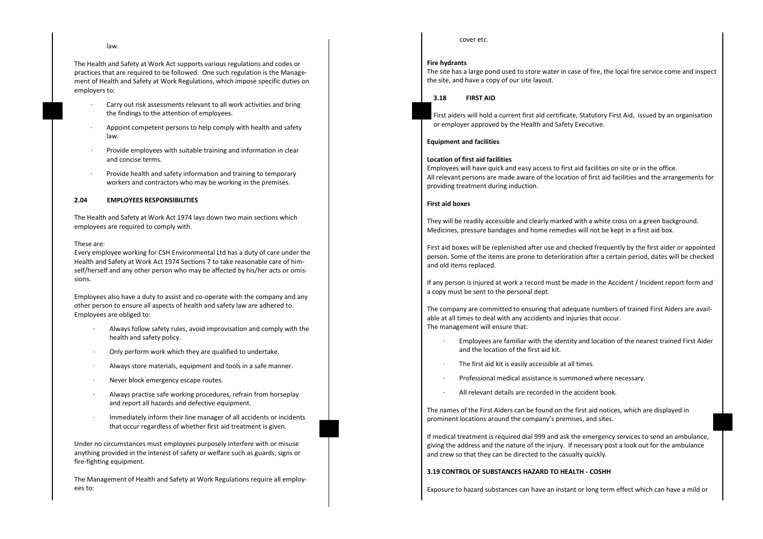law.

The Health and Safety at Work Act supports various regulations and codes or practices that are required to be followed. One such regulation is the Management of Health and Safety at Work Regulations, which impose specific duties on employers to:

- Carry out risk assessments relevant to all work activities and bring the findings to the attention of employees.
- Appoint competent persons to help comply with health and safety law.
- Provide employees with suitable training and information in clear and concise terms.
- Provide health and safety information and training to temporary workers and contractors who may be working in the premises.

### 2.04 EMPLOYEES RESPONSIBILITIES

The Health and Safety at Work Act 1974 lays down two main sections which employees are required to comply with.

These are:
Every employee working for CSH Environmental Ltd has a duty of care under the Health and Safety at Work Act 1974 Sections 7 to take reasonable care of himself/herself and any other person who may be affected by his/her acts or omissions.

Employees also have a duty to assist and co-operate with the company and any other person to ensure all aspects of health and safety law are adhered to. Employees are obliged to:

- Always follow safety rules, avoid improvisation and comply with the health and safety policy.
- Only perform work which they are qualified to undertake.
- Always store materials, equipment and tools in a safe manner.
- Never block emergency escape routes.
- Always practise safe working procedures, refrain from horseplay and report all hazards and defective equipment.
- Immediately inform their line manager of all accidents or incidents that occur regardless of whether first aid treatment is given.

Under no circumstances must employees purposely interfere with or misuse anything provided in the interest of safety or welfare such as guards, signs or fire-fighting equipment.

The Management of Health and Safety at Work Regulations require all employees to:

cover etc.

**Fire hydrants**
The site has a large pond used to store water in case of fire, the local fire service come and inspect the site, and have a copy of our site layout.

### 3.18 FIRST AID

First aiders will hold a current first aid certificate, Statutory First Aid, issued by an organisation or employer approved by the Health and Safety Executive.

**Equipment and facilities**

**Location of first aid facilities**
Employees will have quick and easy access to first aid facilities on site or in the office.
All relevant persons are made aware of the location of first aid facilities and the arrangements for providing treatment during induction.

**First aid boxes**

They will be readily accessible and clearly marked with a white cross on a green background. Medicines, pressure bandages and home remedies will not be kept in a first aid box.

First aid boxes will be replenished after use and checked frequently by the first aider or appointed person. Some of the items are prone to deterioration after a certain period, dates will be checked and old items replaced.

If any person is injured at work a record must be made in the Accident / Incident report form and a copy must be sent to the personal dept.

The company are committed to ensuring that adequate numbers of trained First Aiders are available at all times to deal with any accidents and injuries that occur.
The management will ensure that:

- Employees are familiar with the identity and location of the nearest trained First Aider and the location of the first aid kit.
- The first aid kit is easily accessible at all times.
- Professional medical assistance is summoned where necessary.
- All relevant details are recorded in the accident book.

The names of the First Aiders can be found on the first aid notices, which are displayed in prominent locations around the company's premises, and sites.

If medical treatment is required dial 999 and ask the emergency services to send an ambulance, giving the address and the nature of the injury. If necessary post a look out for the ambulance and crew so that they can be directed to the casualty quickly.

### 3.19 CONTROL OF SUBSTANCES HAZARD TO HEALTH - COSHH

Exposure to hazard substances can have an instant or long term effect which can have a mild or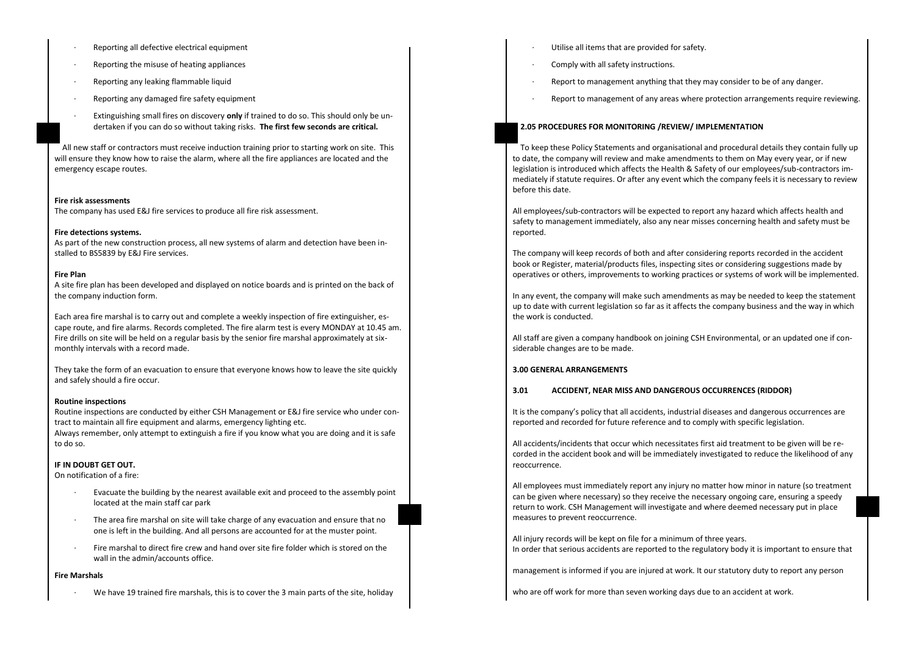- Reporting all defective electrical equipment
- Reporting the misuse of heating appliances
- Reporting any leaking flammable liquid
- Reporting any damaged fire safety equipment
- Extinguishing small fires on discovery **only** if trained to do so. This should only be undertaken if you can do so without taking risks. **The first few seconds are critical.**

All new staff or contractors must receive induction training prior to starting work on site. This will ensure they know how to raise the alarm, where all the fire appliances are located and the emergency escape routes.

**Fire risk assessments**

The company has used E&J fire services to produce all fire risk assessment.

**Fire detections systems.**

As part of the new construction process, all new systems of alarm and detection have been installed to BS5839 by E&J Fire services.

**Fire Plan**

A site fire plan has been developed and displayed on notice boards and is printed on the back of the company induction form.

Each area fire marshal is to carry out and complete a weekly inspection of fire extinguisher, escape route, and fire alarms. Records completed. The fire alarm test is every MONDAY at 10.45 am. Fire drills on site will be held on a regular basis by the senior fire marshal approximately at six-monthly intervals with a record made.

They take the form of an evacuation to ensure that everyone knows how to leave the site quickly and safely should a fire occur.

**Routine inspections**

Routine inspections are conducted by either CSH Management or E&J fire service who under contract to maintain all fire equipment and alarms, emergency lighting etc.
Always remember, only attempt to extinguish a fire if you know what you are doing and it is safe to do so.

**IF IN DOUBT GET OUT.**

On notification of a fire:

- Evacuate the building by the nearest available exit and proceed to the assembly point located at the main staff car park
- The area fire marshal on site will take charge of any evacuation and ensure that no one is left in the building. And all persons are accounted for at the muster point.
- Fire marshal to direct fire crew and hand over site fire folder which is stored on the wall in the admin/accounts office.

**Fire Marshals**

- We have 19 trained fire marshals, this is to cover the 3 main parts of the site, holiday
- Utilise all items that are provided for safety.
- Comply with all safety instructions.
- Report to management anything that they may consider to be of any danger.
- Report to management of any areas where protection arrangements require reviewing.

**2.05 PROCEDURES FOR MONITORING /REVIEW/ IMPLEMENTATION**

To keep these Policy Statements and organisational and procedural details they contain fully up to date, the company will review and make amendments to them on May every year, or if new legislation is introduced which affects the Health & Safety of our employees/sub-contractors immediately if statute requires. Or after any event which the company feels it is necessary to review before this date.

All employees/sub-contractors will be expected to report any hazard which affects health and safety to management immediately, also any near misses concerning health and safety must be reported.

The company will keep records of both and after considering reports recorded in the accident book or Register, material/products files, inspecting sites or considering suggestions made by operatives or others, improvements to working practices or systems of work will be implemented.

In any event, the company will make such amendments as may be needed to keep the statement up to date with current legislation so far as it affects the company business and the way in which the work is conducted.

All staff are given a company handbook on joining CSH Environmental, or an updated one if considerable changes are to be made.

**3.00 GENERAL ARRANGEMENTS**

**3.01 ACCIDENT, NEAR MISS AND DANGEROUS OCCURRENCES (RIDDOR)**

It is the company's policy that all accidents, industrial diseases and dangerous occurrences are reported and recorded for future reference and to comply with specific legislation.

All accidents/incidents that occur which necessitates first aid treatment to be given will be recorded in the accident book and will be immediately investigated to reduce the likelihood of any reoccurrence.

All employees must immediately report any injury no matter how minor in nature (so treatment can be given where necessary) so they receive the necessary ongoing care, ensuring a speedy return to work. CSH Management will investigate and where deemed necessary put in place measures to prevent reoccurrence.

All injury records will be kept on file for a minimum of three years.
In order that serious accidents are reported to the regulatory body it is important to ensure that

management is informed if you are injured at work. It our statutory duty to report any person

who are off work for more than seven working days due to an accident at work.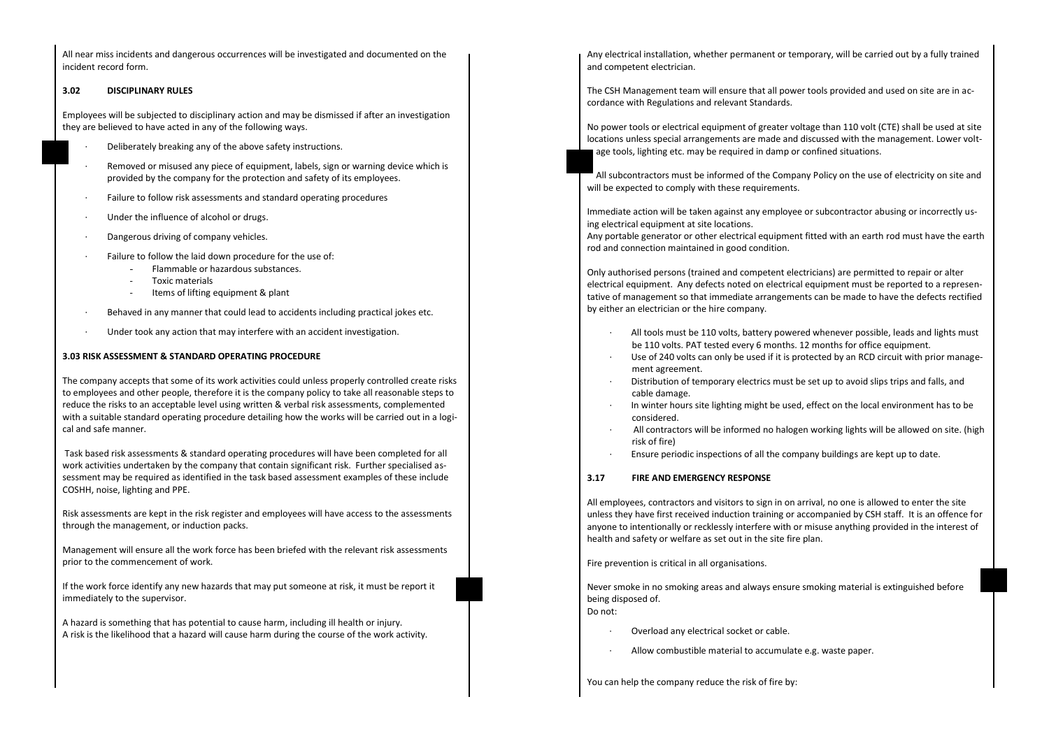All near miss incidents and dangerous occurrences will be investigated and documented on the incident record form.

### 3.02 DISCIPLINARY RULES

Employees will be subjected to disciplinary action and may be dismissed if after an investigation they are believed to have acted in any of the following ways.

- Deliberately breaking any of the above safety instructions.
- Removed or misused any piece of equipment, labels, sign or warning device which is provided by the company for the protection and safety of its employees.
- Failure to follow risk assessments and standard operating procedures
- Under the influence of alcohol or drugs.
- Dangerous driving of company vehicles.
- Failure to follow the laid down procedure for the use of:
  - Flammable or hazardous substances.
  - Toxic materials
  - Items of lifting equipment & plant
- Behaved in any manner that could lead to accidents including practical jokes etc.
- Under took any action that may interfere with an accident investigation.

### 3.03 RISK ASSESSMENT & STANDARD OPERATING PROCEDURE

The company accepts that some of its work activities could unless properly controlled create risks to employees and other people, therefore it is the company policy to take all reasonable steps to reduce the risks to an acceptable level using written & verbal risk assessments, complemented with a suitable standard operating procedure detailing how the works will be carried out in a logical and safe manner.

Task based risk assessments & standard operating procedures will have been completed for all work activities undertaken by the company that contain significant risk. Further specialised assessment may be required as identified in the task based assessment examples of these include COSHH, noise, lighting and PPE.

Risk assessments are kept in the risk register and employees will have access to the assessments through the management, or induction packs.

Management will ensure all the work force has been briefed with the relevant risk assessments prior to the commencement of work.

If the work force identify any new hazards that may put someone at risk, it must be report it immediately to the supervisor.

A hazard is something that has potential to cause harm, including ill health or injury.
A risk is the likelihood that a hazard will cause harm during the course of the work activity.

Any electrical installation, whether permanent or temporary, will be carried out by a fully trained and competent electrician.

The CSH Management team will ensure that all power tools provided and used on site are in accordance with Regulations and relevant Standards.

No power tools or electrical equipment of greater voltage than 110 volt (CTE) shall be used at site locations unless special arrangements are made and discussed with the management. Lower voltage tools, lighting etc. may be required in damp or confined situations.

All subcontractors must be informed of the Company Policy on the use of electricity on site and will be expected to comply with these requirements.

Immediate action will be taken against any employee or subcontractor abusing or incorrectly using electrical equipment at site locations.
Any portable generator or other electrical equipment fitted with an earth rod must have the earth rod and connection maintained in good condition.

Only authorised persons (trained and competent electricians) are permitted to repair or alter electrical equipment. Any defects noted on electrical equipment must be reported to a representative of management so that immediate arrangements can be made to have the defects rectified by either an electrician or the hire company.

- All tools must be 110 volts, battery powered whenever possible, leads and lights must be 110 volts. PAT tested every 6 months. 12 months for office equipment.
- Use of 240 volts can only be used if it is protected by an RCD circuit with prior management agreement.
- Distribution of temporary electrics must be set up to avoid slips trips and falls, and cable damage.
- In winter hours site lighting might be used, effect on the local environment has to be considered.
- All contractors will be informed no halogen working lights will be allowed on site. (high risk of fire)
- Ensure periodic inspections of all the company buildings are kept up to date.

### 3.17 FIRE AND EMERGENCY RESPONSE

All employees, contractors and visitors to sign in on arrival, no one is allowed to enter the site unless they have first received induction training or accompanied by CSH staff. It is an offence for anyone to intentionally or recklessly interfere with or misuse anything provided in the interest of health and safety or welfare as set out in the site fire plan.

Fire prevention is critical in all organisations.

Never smoke in no smoking areas and always ensure smoking material is extinguished before being disposed of.
Do not:

- Overload any electrical socket or cable.
- Allow combustible material to accumulate e.g. waste paper.

You can help the company reduce the risk of fire by: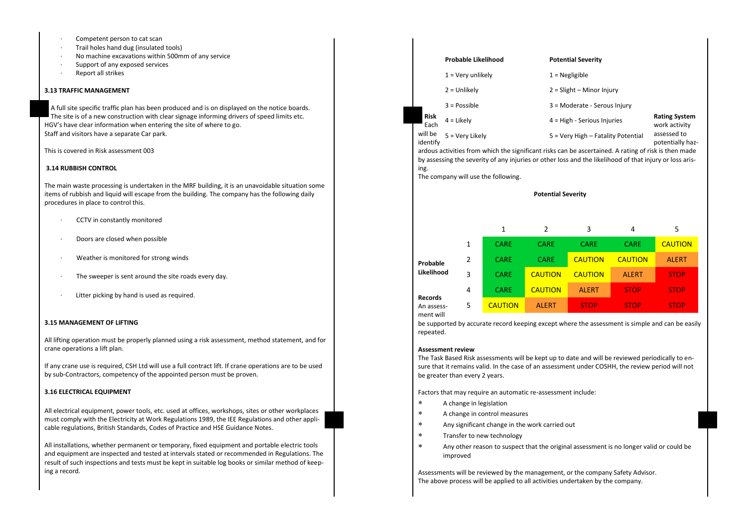- Competent person to cat scan
- Trail holes hand dug (insulated tools)
- No machine excavations within 500mm of any service
- Support of any exposed services
- Report all strikes

**3.13 TRAFFIC MANAGEMENT**

A full site specific traffic plan has been produced and is on displayed on the notice boards. The site is of a new construction with clear signage informing drivers of speed limits etc. HGV's have clear information when entering the site of where to go.
Staff and visitors have a separate Car park.

This is covered in Risk assessment 003

**3.14 RUBBISH CONTROL**

The main waste processing is undertaken in the MRF building, it is an unavoidable situation some items of rubbish and liquid will escape from the building. The company has the following daily procedures in place to control this.

- CCTV in constantly monitored
- Doors are closed when possible
- Weather is monitored for strong winds
- The sweeper is sent around the site roads every day.
- Litter picking by hand is used as required.

**3.15 MANAGEMENT OF LIFTING**

All lifting operation must be properly planned using a risk assessment, method statement, and for crane operations a lift plan.

If any crane use is required, CSH Ltd will use a full contract lift. If crane operations are to be used by sub-Contractors, competency of the appointed person must be proven.

**3.16 ELECTRICAL EQUIPMENT**

All electrical equipment, power tools, etc. used at offices, workshops, sites or other workplaces must comply with the Electricity at Work Regulations 1989, the IEE Regulations and other applicable regulations, British Standards, Codes of Practice and HSE Guidance Notes.

All installations, whether permanent or temporary, fixed equipment and portable electric tools and equipment are inspected and tested at intervals stated or recommended in Regulations. The result of such inspections and tests must be kept in suitable log books or similar method of keeping a record.

**Risk Rating System**

Each work activity will be identify assessed to potentially hazardous activities from which the significant risks can be ascertained. A rating of risk is then made by assessing the severity of any injuries or other loss and the likelihood of that injury or loss arising.

| Probable Likelihood | Potential Severity |
|---|---|
| 1 = Very unlikely | 1 = Negligible |
| 2 = Unlikely | 2 = Slight – Minor Injury |
| 3 = Possible | 3 = Moderate - Serous Injury |
| 4 = Likely | 4 = High - Serious Injuries |
| 5 = Very Likely | 5 = Very High – Fatality Potential |

The company will use the following.

**Potential Severity**

| Probable Likelihood | 1 | 2 | 3 | 4 | 5 |
|---|---|---|---|---|---|
| 1 | CARE | CARE | CARE | CARE | CAUTION |
| 2 | CARE | CARE | CAUTION | CAUTION | ALERT |
| 3 | CARE | CAUTION | CAUTION | ALERT | STOP |
| 4 | CARE | CAUTION | ALERT | STOP | STOP |
| 5 | CAUTION | ALERT | STOP | STOP | STOP |

**Records**

An assessment will be supported by accurate record keeping except where the assessment is simple and can be easily repeated.

**Assessment review**

The Task Based Risk assessments will be kept up to date and will be reviewed periodically to ensure that it remains valid. In the case of an assessment under COSHH, the review period will not be greater than every 2 years.

Factors that may require an automatic re-assessment include:

- A change in legislation
- A change in control measures
- Any significant change in the work carried out
- Transfer to new technology
- Any other reason to suspect that the original assessment is no longer valid or could be improved

Assessments will be reviewed by the management, or the company Safety Advisor.
The above process will be applied to all activities undertaken by the company.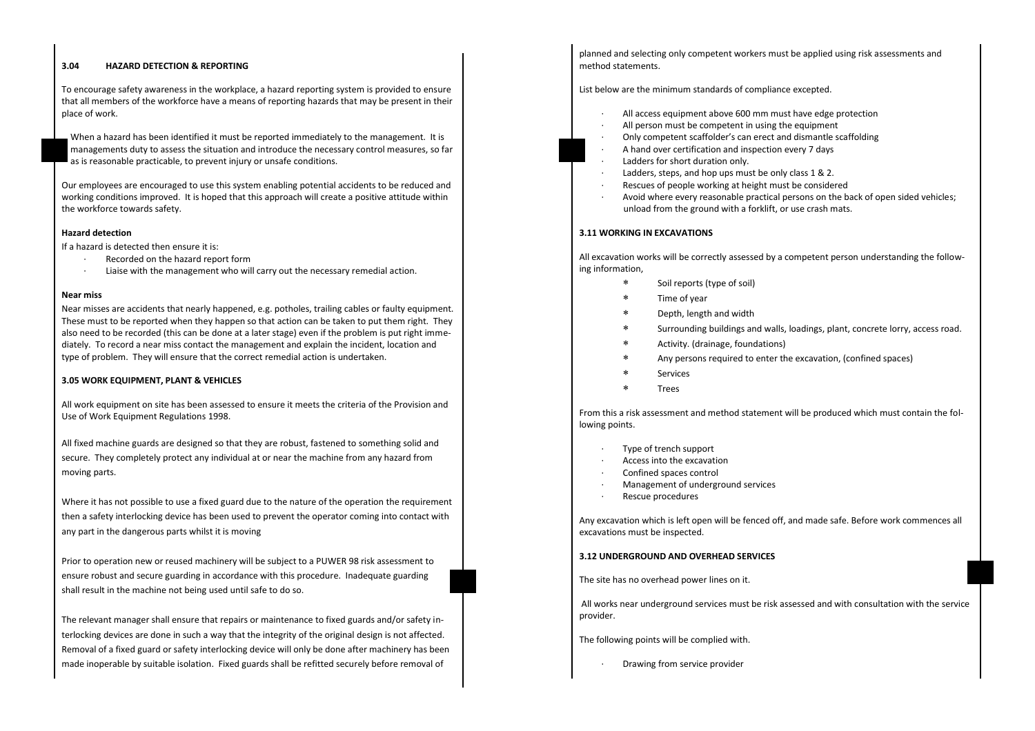### 3.04 HAZARD DETECTION & REPORTING

To encourage safety awareness in the workplace, a hazard reporting system is provided to ensure that all members of the workforce have a means of reporting hazards that may be present in their place of work.

When a hazard has been identified it must be reported immediately to the management. It is managements duty to assess the situation and introduce the necessary control measures, so far as is reasonable practicable, to prevent injury or unsafe conditions.

Our employees are encouraged to use this system enabling potential accidents to be reduced and working conditions improved. It is hoped that this approach will create a positive attitude within the workforce towards safety.

**Hazard detection**

If a hazard is detected then ensure it is:

- Recorded on the hazard report form
- Liaise with the management who will carry out the necessary remedial action.

**Near miss**

Near misses are accidents that nearly happened, e.g. potholes, trailing cables or faulty equipment. These must to be reported when they happen so that action can be taken to put them right. They also need to be recorded (this can be done at a later stage) even if the problem is put right immediately. To record a near miss contact the management and explain the incident, location and type of problem. They will ensure that the correct remedial action is undertaken.

### 3.05 WORK EQUIPMENT, PLANT & VEHICLES

All work equipment on site has been assessed to ensure it meets the criteria of the Provision and Use of Work Equipment Regulations 1998.

All fixed machine guards are designed so that they are robust, fastened to something solid and secure. They completely protect any individual at or near the machine from any hazard from moving parts.

Where it has not possible to use a fixed guard due to the nature of the operation the requirement then a safety interlocking device has been used to prevent the operator coming into contact with any part in the dangerous parts whilst it is moving

Prior to operation new or reused machinery will be subject to a PUWER 98 risk assessment to ensure robust and secure guarding in accordance with this procedure. Inadequate guarding shall result in the machine not being used until safe to do so.

The relevant manager shall ensure that repairs or maintenance to fixed guards and/or safety interlocking devices are done in such a way that the integrity of the original design is not affected. Removal of a fixed guard or safety interlocking device will only be done after machinery has been made inoperable by suitable isolation. Fixed guards shall be refitted securely before removal of

planned and selecting only competent workers must be applied using risk assessments and method statements.

List below are the minimum standards of compliance excepted.

- All access equipment above 600 mm must have edge protection
- All person must be competent in using the equipment
- Only competent scaffolder's can erect and dismantle scaffolding
- A hand over certification and inspection every 7 days
- Ladders for short duration only.
- Ladders, steps, and hop ups must be only class 1 & 2.
- Rescues of people working at height must be considered
- Avoid where every reasonable practical persons on the back of open sided vehicles; unload from the ground with a forklift, or use crash mats.

### 3.11 WORKING IN EXCAVATIONS

All excavation works will be correctly assessed by a competent person understanding the following information,

- Soil reports (type of soil)
- Time of year
- Depth, length and width
- Surrounding buildings and walls, loadings, plant, concrete lorry, access road.
- Activity. (drainage, foundations)
- Any persons required to enter the excavation, (confined spaces)
- Services
- Trees

From this a risk assessment and method statement will be produced which must contain the following points.

- Type of trench support
- Access into the excavation
- Confined spaces control
- Management of underground services
- Rescue procedures

Any excavation which is left open will be fenced off, and made safe. Before work commences all excavations must be inspected.

### 3.12 UNDERGROUND AND OVERHEAD SERVICES

The site has no overhead power lines on it.

All works near underground services must be risk assessed and with consultation with the service provider.

The following points will be complied with.

- Drawing from service provider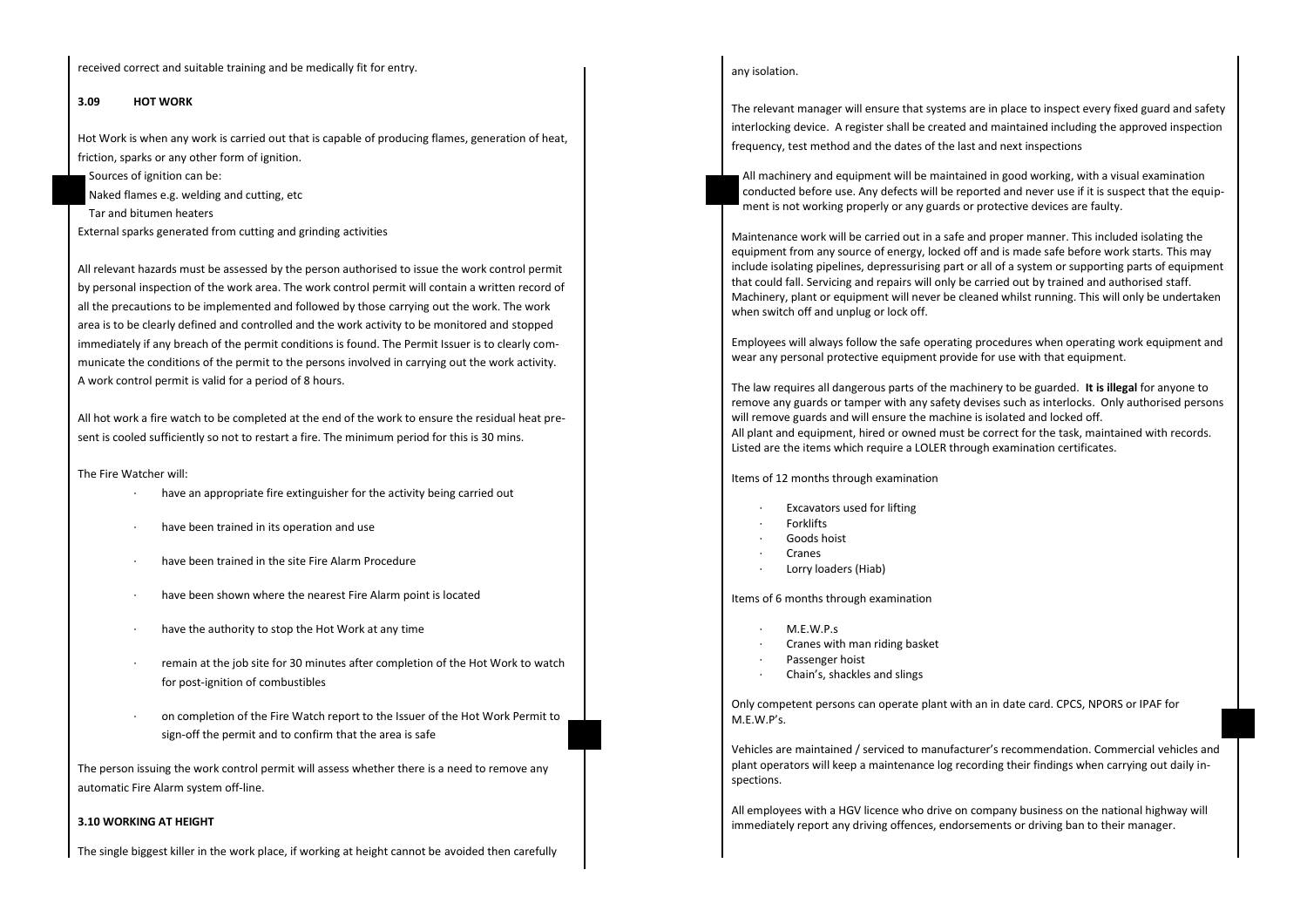received correct and suitable training and be medically fit for entry.

### 3.09 HOT WORK

Hot Work is when any work is carried out that is capable of producing flames, generation of heat, friction, sparks or any other form of ignition.

Sources of ignition can be:

Naked flames e.g. welding and cutting, etc

Tar and bitumen heaters

External sparks generated from cutting and grinding activities

All relevant hazards must be assessed by the person authorised to issue the work control permit by personal inspection of the work area. The work control permit will contain a written record of all the precautions to be implemented and followed by those carrying out the work. The work area is to be clearly defined and controlled and the work activity to be monitored and stopped immediately if any breach of the permit conditions is found. The Permit Issuer is to clearly communicate the conditions of the permit to the persons involved in carrying out the work activity. A work control permit is valid for a period of 8 hours.

All hot work a fire watch to be completed at the end of the work to ensure the residual heat present is cooled sufficiently so not to restart a fire. The minimum period for this is 30 mins.

The Fire Watcher will:

- have an appropriate fire extinguisher for the activity being carried out
- have been trained in its operation and use
- have been trained in the site Fire Alarm Procedure
- have been shown where the nearest Fire Alarm point is located
- have the authority to stop the Hot Work at any time
- remain at the job site for 30 minutes after completion of the Hot Work to watch for post-ignition of combustibles
- on completion of the Fire Watch report to the Issuer of the Hot Work Permit to sign-off the permit and to confirm that the area is safe

The person issuing the work control permit will assess whether there is a need to remove any automatic Fire Alarm system off-line.

### 3.10 WORKING AT HEIGHT

The single biggest killer in the work place, if working at height cannot be avoided then carefully

any isolation.

The relevant manager will ensure that systems are in place to inspect every fixed guard and safety interlocking device. A register shall be created and maintained including the approved inspection frequency, test method and the dates of the last and next inspections

All machinery and equipment will be maintained in good working, with a visual examination conducted before use. Any defects will be reported and never use if it is suspect that the equipment is not working properly or any guards or protective devices are faulty.

Maintenance work will be carried out in a safe and proper manner. This included isolating the equipment from any source of energy, locked off and is made safe before work starts. This may include isolating pipelines, depressurising part or all of a system or supporting parts of equipment that could fall. Servicing and repairs will only be carried out by trained and authorised staff. Machinery, plant or equipment will never be cleaned whilst running. This will only be undertaken when switch off and unplug or lock off.

Employees will always follow the safe operating procedures when operating work equipment and wear any personal protective equipment provide for use with that equipment.

The law requires all dangerous parts of the machinery to be guarded. **It is illegal** for anyone to remove any guards or tamper with any safety devises such as interlocks. Only authorised persons will remove guards and will ensure the machine is isolated and locked off.
All plant and equipment, hired or owned must be correct for the task, maintained with records. Listed are the items which require a LOLER through examination certificates.

Items of 12 months through examination

- Excavators used for lifting
- Forklifts
- Goods hoist
- Cranes
- Lorry loaders (Hiab)

Items of 6 months through examination

- M.E.W.P.s
- Cranes with man riding basket
- Passenger hoist
- Chain's, shackles and slings

Only competent persons can operate plant with an in date card. CPCS, NPORS or IPAF for M.E.W.P's.

Vehicles are maintained / serviced to manufacturer's recommendation. Commercial vehicles and plant operators will keep a maintenance log recording their findings when carrying out daily inspections.

All employees with a HGV licence who drive on company business on the national highway will immediately report any driving offences, endorsements or driving ban to their manager.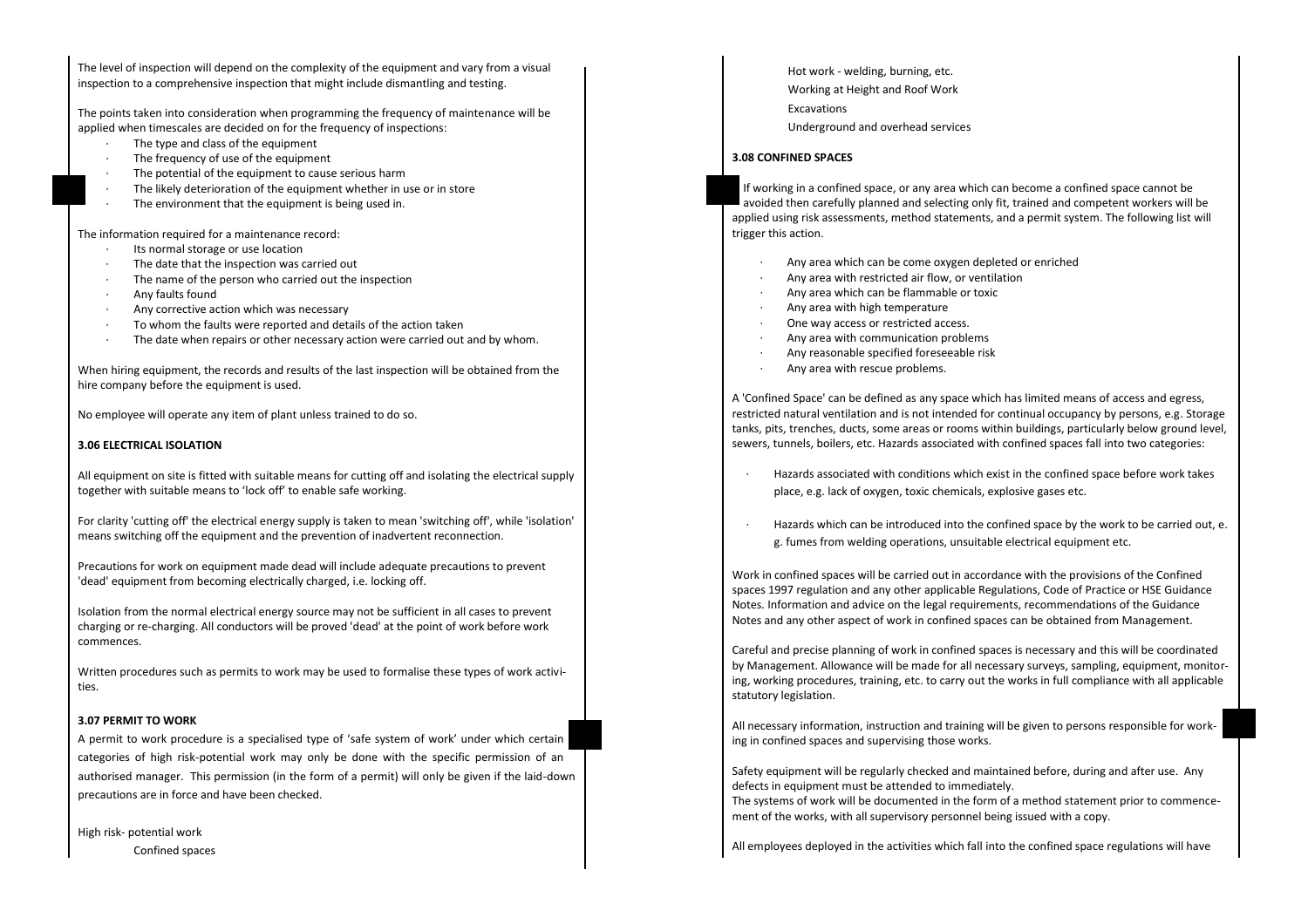The level of inspection will depend on the complexity of the equipment and vary from a visual inspection to a comprehensive inspection that might include dismantling and testing.

The points taken into consideration when programming the frequency of maintenance will be applied when timescales are decided on for the frequency of inspections:

- The type and class of the equipment
- The frequency of use of the equipment
- The potential of the equipment to cause serious harm
- The likely deterioration of the equipment whether in use or in store
- The environment that the equipment is being used in.

The information required for a maintenance record:

- Its normal storage or use location
- The date that the inspection was carried out
- The name of the person who carried out the inspection
- Any faults found
- Any corrective action which was necessary
- To whom the faults were reported and details of the action taken
- The date when repairs or other necessary action were carried out and by whom.

When hiring equipment, the records and results of the last inspection will be obtained from the hire company before the equipment is used.

No employee will operate any item of plant unless trained to do so.

**3.06 ELECTRICAL ISOLATION**

All equipment on site is fitted with suitable means for cutting off and isolating the electrical supply together with suitable means to 'lock off' to enable safe working.

For clarity 'cutting off' the electrical energy supply is taken to mean 'switching off', while 'isolation' means switching off the equipment and the prevention of inadvertent reconnection.

Precautions for work on equipment made dead will include adequate precautions to prevent 'dead' equipment from becoming electrically charged, i.e. locking off.

Isolation from the normal electrical energy source may not be sufficient in all cases to prevent charging or re-charging. All conductors will be proved 'dead' at the point of work before work commences.

Written procedures such as permits to work may be used to formalise these types of work activities.

**3.07 PERMIT TO WORK**

A permit to work procedure is a specialised type of 'safe system of work' under which certain categories of high risk-potential work may only be done with the specific permission of an authorised manager. This permission (in the form of a permit) will only be given if the laid-down precautions are in force and have been checked.

High risk- potential work

Confined spaces

Hot work - welding, burning, etc.

Working at Height and Roof Work

Excavations

Underground and overhead services

**3.08 CONFINED SPACES**

If working in a confined space, or any area which can become a confined space cannot be avoided then carefully planned and selecting only fit, trained and competent workers will be applied using risk assessments, method statements, and a permit system. The following list will trigger this action.

- Any area which can be come oxygen depleted or enriched
- Any area with restricted air flow, or ventilation
- Any area which can be flammable or toxic
- Any area with high temperature
- One way access or restricted access.
- Any area with communication problems
- Any reasonable specified foreseeable risk
- Any area with rescue problems.

A 'Confined Space' can be defined as any space which has limited means of access and egress, restricted natural ventilation and is not intended for continual occupancy by persons, e.g. Storage tanks, pits, trenches, ducts, some areas or rooms within buildings, particularly below ground level, sewers, tunnels, boilers, etc. Hazards associated with confined spaces fall into two categories:

- Hazards associated with conditions which exist in the confined space before work takes place, e.g. lack of oxygen, toxic chemicals, explosive gases etc.
- Hazards which can be introduced into the confined space by the work to be carried out, e.g. fumes from welding operations, unsuitable electrical equipment etc.

Work in confined spaces will be carried out in accordance with the provisions of the Confined spaces 1997 regulation and any other applicable Regulations, Code of Practice or HSE Guidance Notes. Information and advice on the legal requirements, recommendations of the Guidance Notes and any other aspect of work in confined spaces can be obtained from Management.

Careful and precise planning of work in confined spaces is necessary and this will be coordinated by Management. Allowance will be made for all necessary surveys, sampling, equipment, monitoring, working procedures, training, etc. to carry out the works in full compliance with all applicable statutory legislation.

All necessary information, instruction and training will be given to persons responsible for working in confined spaces and supervising those works.

Safety equipment will be regularly checked and maintained before, during and after use. Any defects in equipment must be attended to immediately.
The systems of work will be documented in the form of a method statement prior to commencement of the works, with all supervisory personnel being issued with a copy.

All employees deployed in the activities which fall into the confined space regulations will have